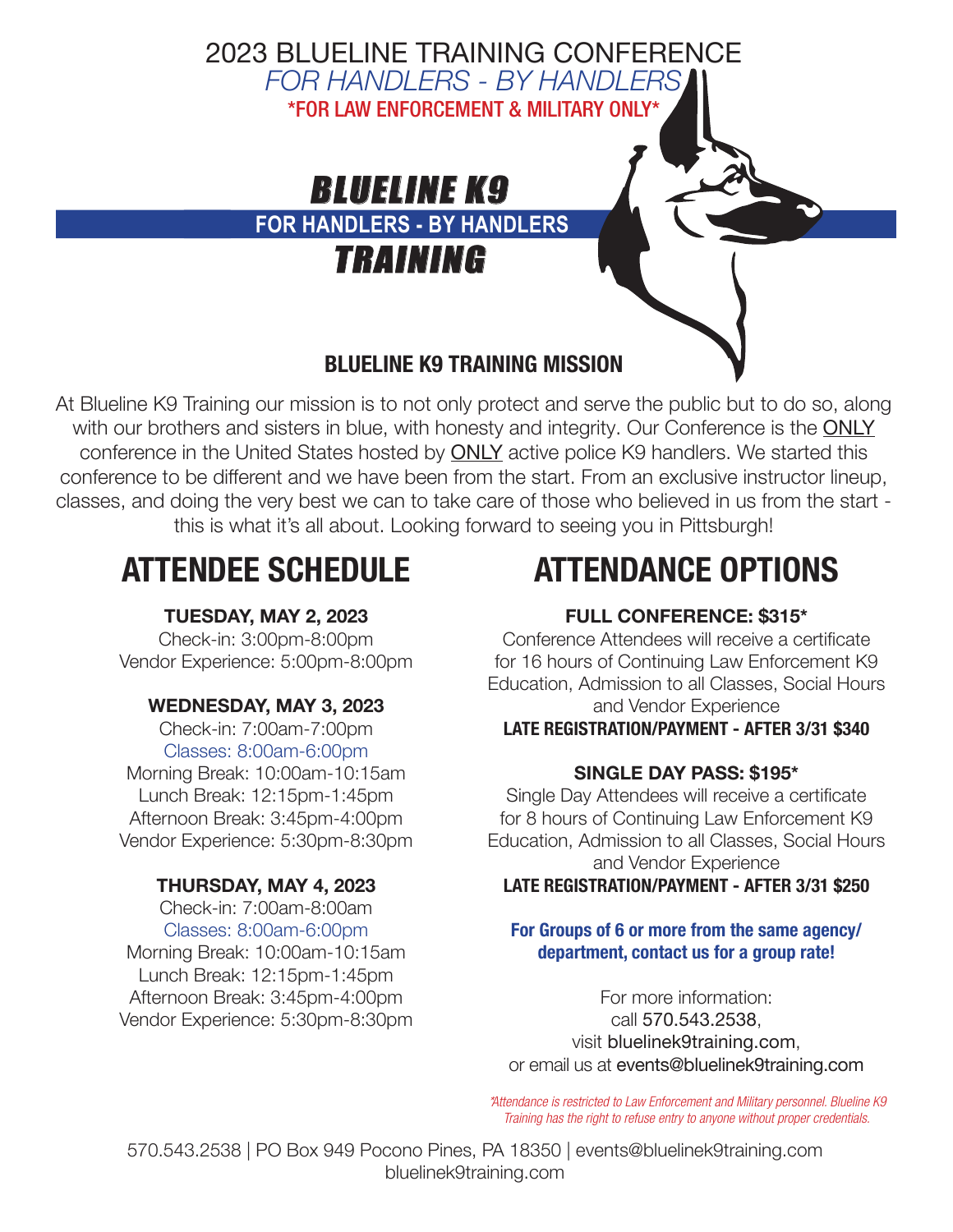# 2023 BLUELINE TRAINING CONFERENCE

*FOR HANDLERS - BY HANDLERS*

**\*FOR LAW ENFORCEMENT & MILITARY ONLY\***

**BLUELINE K9**

**FOR HANDLERS - BY HANDLERS**

**TRAINING**

## BLUELINE K9 TRAINING MISSION

At Blueline K9 Training our mission is to not only protect and serve the public but to do so, along with our brothers and sisters in blue, with honesty and integrity. Our Conference is the ONLY conference in the United States hosted by ONLY active police K9 handlers. We started this conference to be different and we have been from the start. From an exclusive instructor lineup, classes, and doing the very best we can to take care of those who believed in us from the start - this is what it's all about. Looking forward to seeing you in Pittsburgh!

## ATTENDEE SCHEDULE

**TUESDAY, MAY 2, 2023**

Check-in: 3:00pm-8:00pm
Vendor Experience: 5:00pm-8:00pm

**WEDNESDAY, MAY 3, 2023**

Check-in: 7:00am-7:00pm
Classes: 8:00am-6:00pm
Morning Break: 10:00am-10:15am
Lunch Break: 12:15pm-1:45pm
Afternoon Break: 3:45pm-4:00pm
Vendor Experience: 5:30pm-8:30pm

**THURSDAY, MAY 4, 2023**

Check-in: 7:00am-8:00am
Classes: 8:00am-6:00pm
Morning Break: 10:00am-10:15am
Lunch Break: 12:15pm-1:45pm
Afternoon Break: 3:45pm-4:00pm
Vendor Experience: 5:30pm-8:30pm

## ATTENDANCE OPTIONS

**FULL CONFERENCE: $315\***

Conference Attendees will receive a certificate for 16 hours of Continuing Law Enforcement K9 Education, Admission to all Classes, Social Hours and Vendor Experience

**LATE REGISTRATION/PAYMENT - AFTER 3/31 $340**

**SINGLE DAY PASS: $195\***

Single Day Attendees will receive a certificate for 8 hours of Continuing Law Enforcement K9 Education, Admission to all Classes, Social Hours and Vendor Experience

**LATE REGISTRATION/PAYMENT - AFTER 3/31 $250**

**For Groups of 6 or more from the same agency/department, contact us for a group rate!**

For more information:
call 570.543.2538,
visit bluelinek9training.com,
or email us at events@bluelinek9training.com

*\*Attendance is restricted to Law Enforcement and Military personnel. Blueline K9 Training has the right to refuse entry to anyone without proper credentials.*

570.543.2538 | PO Box 949 Pocono Pines, PA 18350 | events@bluelinek9training.com
bluelinek9training.com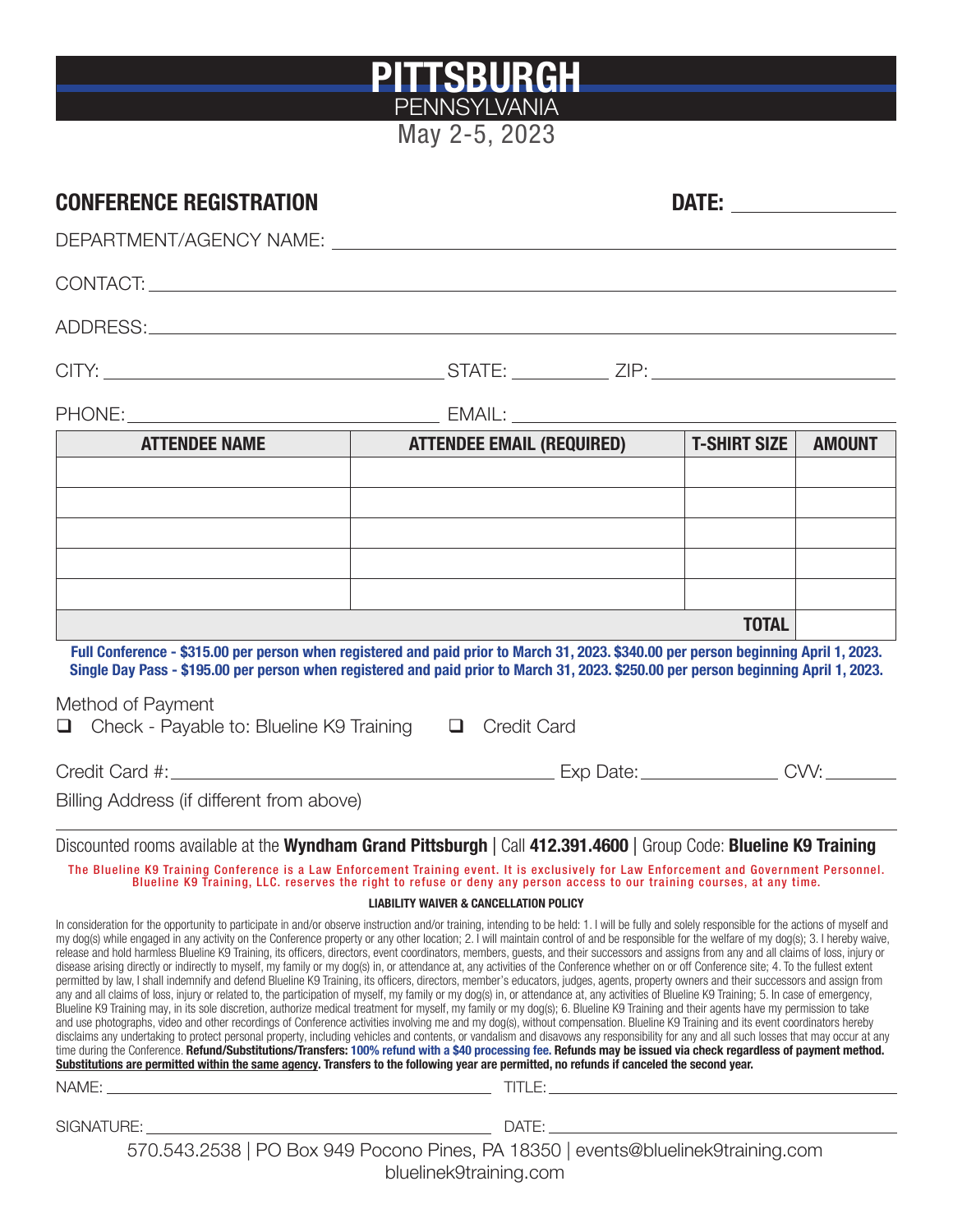# PITTSBURGH

PENNSYLVANIA

May 2-5, 2023

## CONFERENCE REGISTRATION

**DATE:** ______________

DEPARTMENT/AGENCY NAME: ______________________________

CONTACT: ______________________________

ADDRESS: ______________________________

CITY: ______________ STATE: ________ ZIP: ______________

PHONE: ______________ EMAIL: ______________

| ATTENDEE NAME | ATTENDEE EMAIL (REQUIRED) | T-SHIRT SIZE | AMOUNT |
|---|---|---|---|
| | | | |
| | | | |
| | | | |
| | | | |
| | | | |
| | | **TOTAL** | |

**Full Conference - $315.00 per person when registered and paid prior to March 31, 2023. $340.00 per person beginning April 1, 2023.**
**Single Day Pass - $195.00 per person when registered and paid prior to March 31, 2023. $250.00 per person beginning April 1, 2023.**

Method of Payment

- ❑ Check - Payable to: Blueline K9 Training
- ❑ Credit Card

Credit Card #: ______________ Exp Date: ________ CVV: ______

Billing Address (if different from above)

Discounted rooms available at the **Wyndham Grand Pittsburgh** | Call **412.391.4600** | Group Code: **Blueline K9 Training**

The Blueline K9 Training Conference is a Law Enforcement Training event. It is exclusively for Law Enforcement and Government Personnel. Blueline K9 Training, LLC. reserves the right to refuse or deny any person access to our training courses, at any time.

**LIABILITY WAIVER & CANCELLATION POLICY**

In consideration for the opportunity to participate in and/or observe instruction and/or training, intending to be held: 1. I will be fully and solely responsible for the actions of myself and my dog(s) while engaged in any activity on the Conference property or any other location; 2. I will maintain control of and be responsible for the welfare of my dog(s); 3. I hereby waive, release and hold harmless Blueline K9 Training, its officers, directors, event coordinators, members, guests, and their successors and assigns from any and all claims of loss, injury or disease arising directly or indirectly to myself, my family or my dog(s) in, or attendance at, any activities of the Conference whether on or off Conference site; 4. To the fullest extent permitted by law, I shall indemnify and defend Blueline K9 Training, its officers, directors, member's educators, judges, agents, property owners and their successors and assign from any and all claims of loss, injury or related to, the participation of myself, my family or my dog(s) in, or attendance at, any activities of Blueline K9 Training; 5. In case of emergency, Blueline K9 Training may, in its sole discretion, authorize medical treatment for myself, my family or my dog(s); 6. Blueline K9 Training and their agents have my permission to take and use photographs, video and other recordings of Conference activities involving me and my dog(s), without compensation. Blueline K9 Training and its event coordinators hereby disclaims any undertaking to protect personal property, including vehicles and contents, or vandalism and disavows any responsibility for any and all such losses that may occur at any time during the Conference. **Refund/Substitutions/Transfers: 100% refund with a $40 processing fee. Refunds may be issued via check regardless of payment method. Substitutions are permitted within the same agency. Transfers to the following year are permitted, no refunds if canceled the second year.**

NAME: ______________ TITLE: ______________

SIGNATURE: ______________ DATE: ______________

570.543.2538 | PO Box 949 Pocono Pines, PA 18350 | events@bluelinek9training.com
bluelinek9training.com